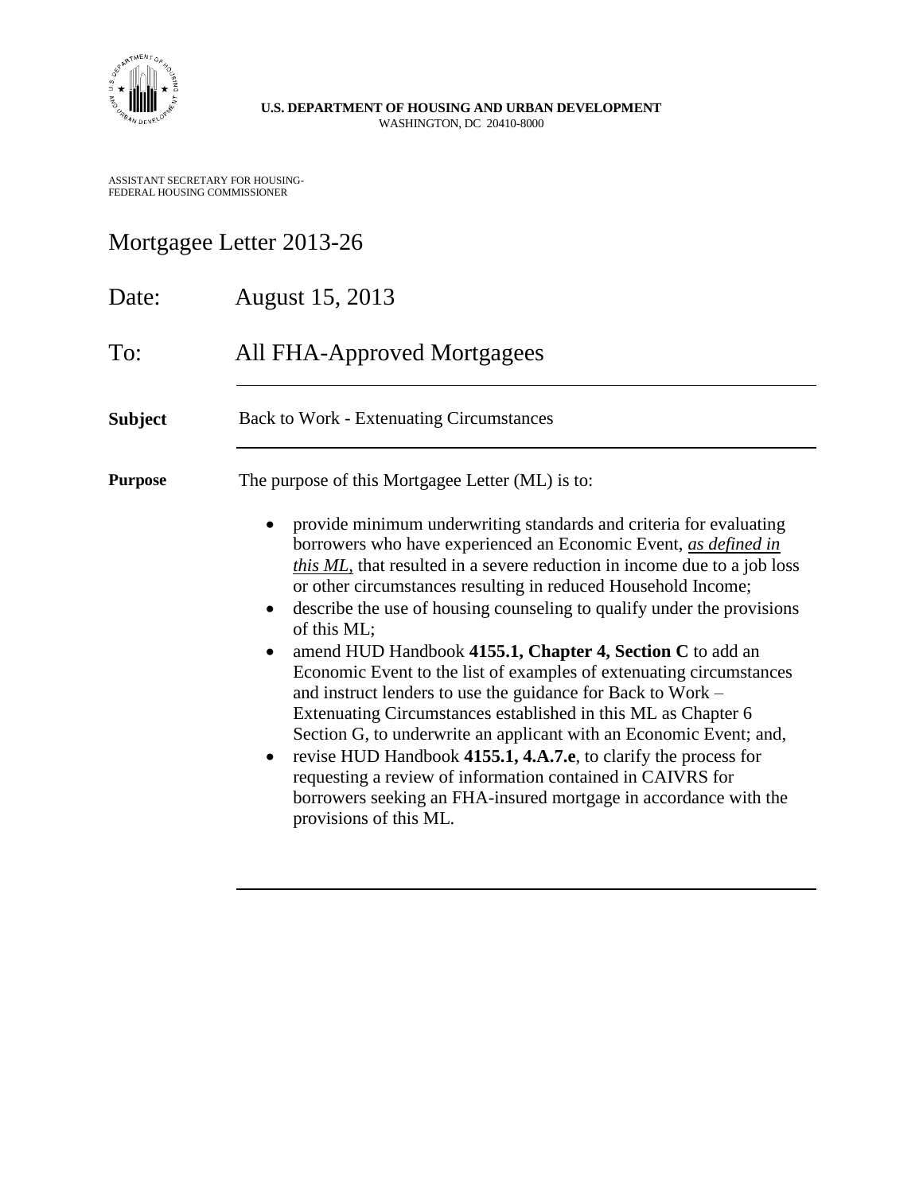**U.S. DEPARTMENT OF HOUSING AND URBAN DEVELOPMENT**
WASHINGTON, DC 20410-8000

ASSISTANT SECRETARY FOR HOUSING-
FEDERAL HOUSING COMMISSIONER

# Mortgagee Letter 2013-26

Date: August 15, 2013

To: All FHA-Approved Mortgagees

**Subject** Back to Work - Extenuating Circumstances

**Purpose** The purpose of this Mortgagee Letter (ML) is to:

- provide minimum underwriting standards and criteria for evaluating borrowers who have experienced an Economic Event, ***as defined in this ML***, that resulted in a severe reduction in income due to a job loss or other circumstances resulting in reduced Household Income;
- describe the use of housing counseling to qualify under the provisions of this ML;
- amend HUD Handbook **4155.1, Chapter 4, Section C** to add an Economic Event to the list of examples of extenuating circumstances and instruct lenders to use the guidance for Back to Work – Extenuating Circumstances established in this ML as Chapter 6 Section G, to underwrite an applicant with an Economic Event; and,
- revise HUD Handbook **4155.1, 4.A.7.e**, to clarify the process for requesting a review of information contained in CAIVRS for borrowers seeking an FHA-insured mortgage in accordance with the provisions of this ML.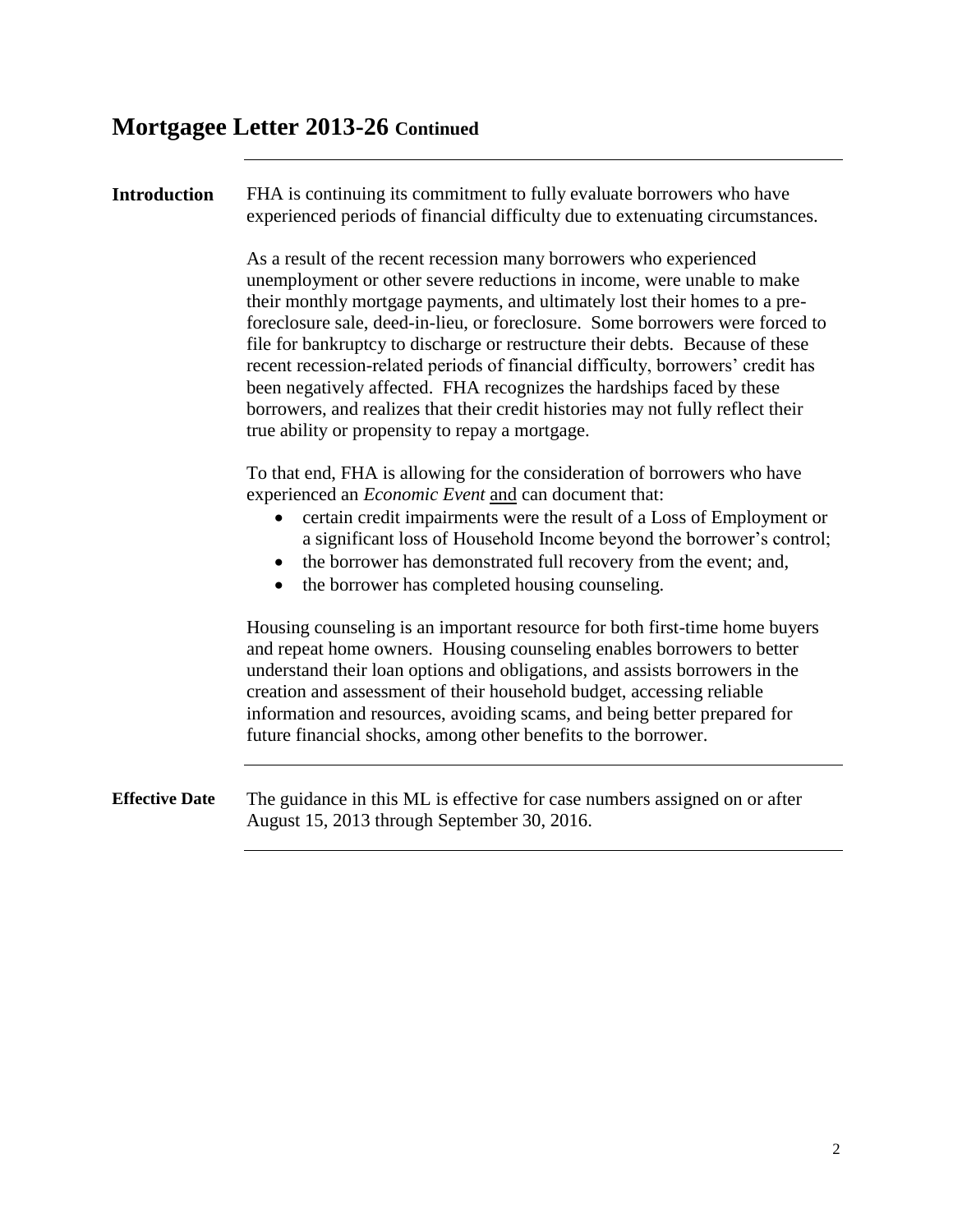# Mortgagee Letter 2013-26 Continued

**Introduction**

FHA is continuing its commitment to fully evaluate borrowers who have experienced periods of financial difficulty due to extenuating circumstances.

As a result of the recent recession many borrowers who experienced unemployment or other severe reductions in income, were unable to make their monthly mortgage payments, and ultimately lost their homes to a pre-foreclosure sale, deed-in-lieu, or foreclosure. Some borrowers were forced to file for bankruptcy to discharge or restructure their debts. Because of these recent recession-related periods of financial difficulty, borrowers' credit has been negatively affected. FHA recognizes the hardships faced by these borrowers, and realizes that their credit histories may not fully reflect their true ability or propensity to repay a mortgage.

To that end, FHA is allowing for the consideration of borrowers who have experienced an *Economic Event* and can document that:

- certain credit impairments were the result of a Loss of Employment or a significant loss of Household Income beyond the borrower's control;
- the borrower has demonstrated full recovery from the event; and,
- the borrower has completed housing counseling.

Housing counseling is an important resource for both first-time home buyers and repeat home owners. Housing counseling enables borrowers to better understand their loan options and obligations, and assists borrowers in the creation and assessment of their household budget, accessing reliable information and resources, avoiding scams, and being better prepared for future financial shocks, among other benefits to the borrower.

**Effective Date**

The guidance in this ML is effective for case numbers assigned on or after August 15, 2013 through September 30, 2016.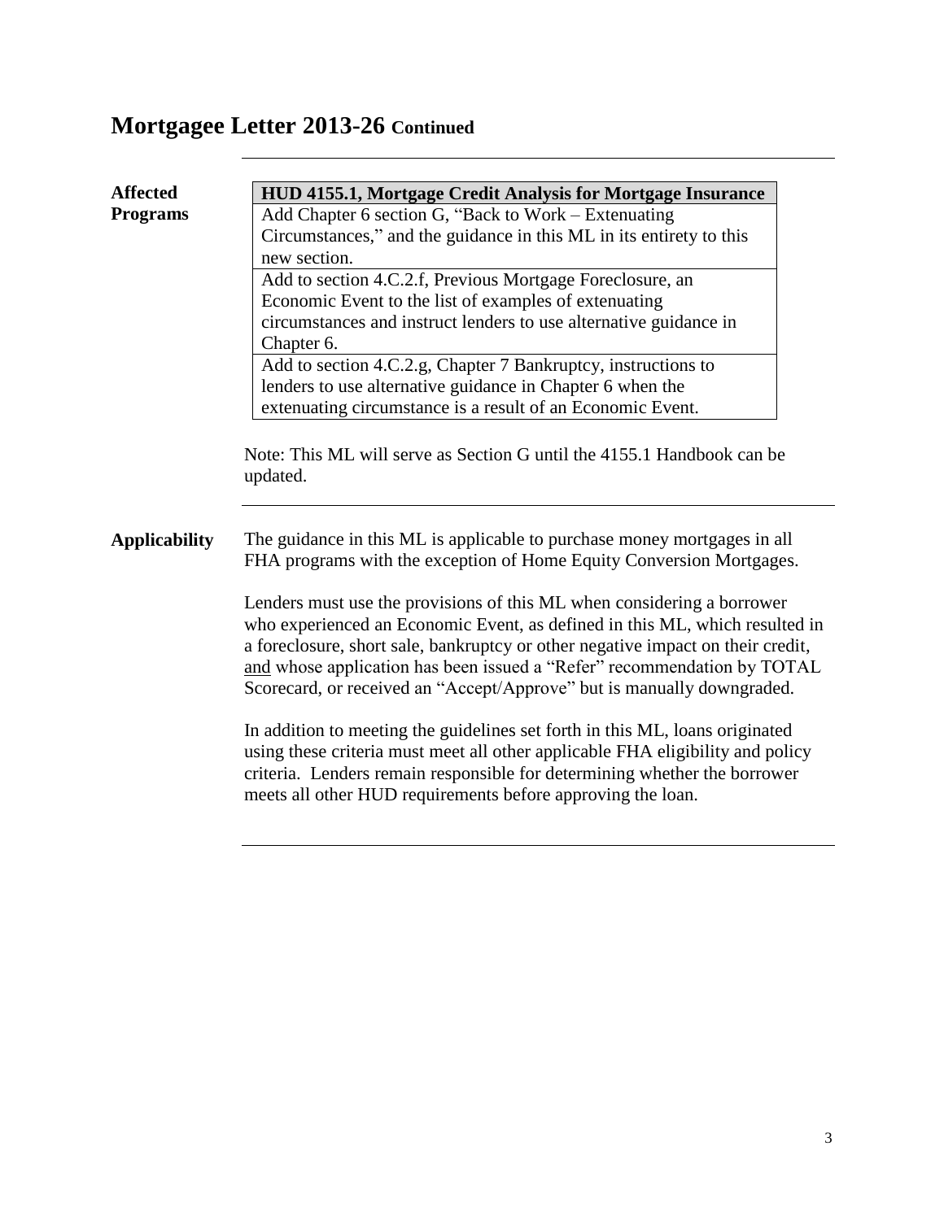# Mortgagee Letter 2013-26 Continued

**Affected Programs**

| HUD 4155.1, Mortgage Credit Analysis for Mortgage Insurance |
|---|
| Add Chapter 6 section G, "Back to Work – Extenuating Circumstances," and the guidance in this ML in its entirety to this new section. |
| Add to section 4.C.2.f, Previous Mortgage Foreclosure, an Economic Event to the list of examples of extenuating circumstances and instruct lenders to use alternative guidance in Chapter 6. |
| Add to section 4.C.2.g, Chapter 7 Bankruptcy, instructions to lenders to use alternative guidance in Chapter 6 when the extenuating circumstance is a result of an Economic Event. |

Note: This ML will serve as Section G until the 4155.1 Handbook can be updated.

**Applicability**

The guidance in this ML is applicable to purchase money mortgages in all FHA programs with the exception of Home Equity Conversion Mortgages.

Lenders must use the provisions of this ML when considering a borrower who experienced an Economic Event, as defined in this ML, which resulted in a foreclosure, short sale, bankruptcy or other negative impact on their credit, and whose application has been issued a "Refer" recommendation by TOTAL Scorecard, or received an "Accept/Approve" but is manually downgraded.

In addition to meeting the guidelines set forth in this ML, loans originated using these criteria must meet all other applicable FHA eligibility and policy criteria. Lenders remain responsible for determining whether the borrower meets all other HUD requirements before approving the loan.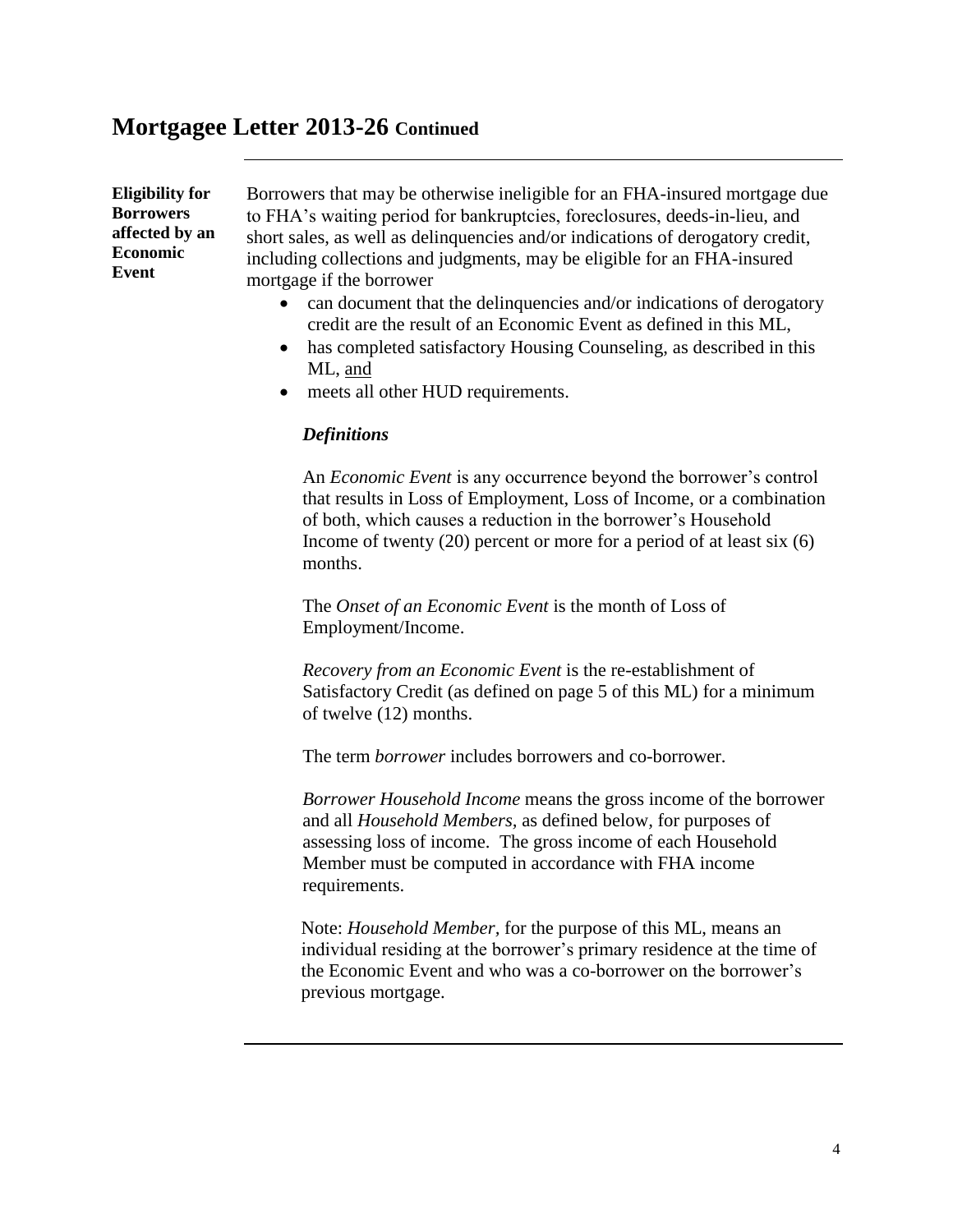## Eligibility for Borrowers affected by an Economic Event

Borrowers that may be otherwise ineligible for an FHA-insured mortgage due to FHA's waiting period for bankruptcies, foreclosures, deeds-in-lieu, and short sales, as well as delinquencies and/or indications of derogatory credit, including collections and judgments, may be eligible for an FHA-insured mortgage if the borrower

- can document that the delinquencies and/or indications of derogatory credit are the result of an Economic Event as defined in this ML,
- has completed satisfactory Housing Counseling, as described in this ML, and
- meets all other HUD requirements.

***Definitions***

An *Economic Event* is any occurrence beyond the borrower's control that results in Loss of Employment, Loss of Income, or a combination of both, which causes a reduction in the borrower's Household Income of twenty (20) percent or more for a period of at least six (6) months.

The *Onset of an Economic Event* is the month of Loss of Employment/Income.

*Recovery from an Economic Event* is the re-establishment of Satisfactory Credit (as defined on page 5 of this ML) for a minimum of twelve (12) months.

The term *borrower* includes borrowers and co-borrower.

*Borrower Household Income* means the gross income of the borrower and all *Household Members*, as defined below, for purposes of assessing loss of income. The gross income of each Household Member must be computed in accordance with FHA income requirements.

Note: *Household Member*, for the purpose of this ML, means an individual residing at the borrower's primary residence at the time of the Economic Event and who was a co-borrower on the borrower's previous mortgage.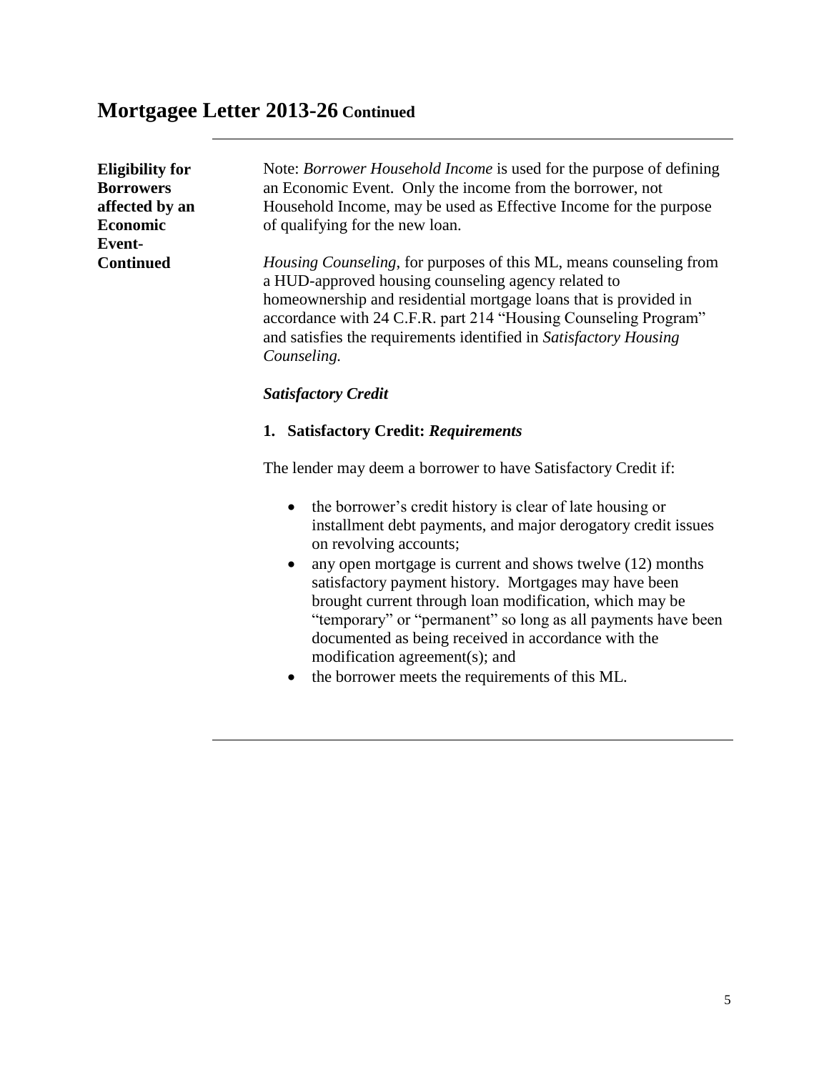# Mortgagee Letter 2013-26 Continued

**Eligibility for Borrowers affected by an Economic Event- Continued**

Note: *Borrower Household Income* is used for the purpose of defining an Economic Event. Only the income from the borrower, not Household Income, may be used as Effective Income for the purpose of qualifying for the new loan.

*Housing Counseling*, for purposes of this ML, means counseling from a HUD-approved housing counseling agency related to homeownership and residential mortgage loans that is provided in accordance with 24 C.F.R. part 214 "Housing Counseling Program" and satisfies the requirements identified in *Satisfactory Housing Counseling.*

***Satisfactory Credit***

**1. Satisfactory Credit:** ***Requirements***

The lender may deem a borrower to have Satisfactory Credit if:

- the borrower's credit history is clear of late housing or installment debt payments, and major derogatory credit issues on revolving accounts;
- any open mortgage is current and shows twelve (12) months satisfactory payment history. Mortgages may have been brought current through loan modification, which may be "temporary" or "permanent" so long as all payments have been documented as being received in accordance with the modification agreement(s); and
- the borrower meets the requirements of this ML.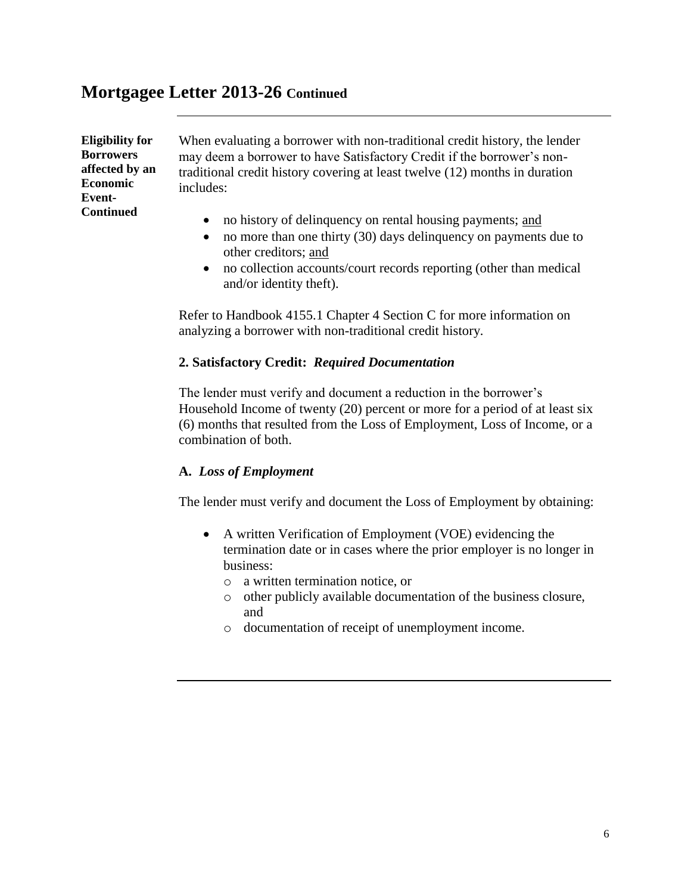# Mortgagee Letter 2013-26 Continued

**Eligibility for Borrowers affected by an Economic Event-Continued**

When evaluating a borrower with non-traditional credit history, the lender may deem a borrower to have Satisfactory Credit if the borrower's non-traditional credit history covering at least twelve (12) months in duration includes:

- no history of delinquency on rental housing payments; and
- no more than one thirty (30) days delinquency on payments due to other creditors; and
- no collection accounts/court records reporting (other than medical and/or identity theft).

Refer to Handbook 4155.1 Chapter 4 Section C for more information on analyzing a borrower with non-traditional credit history.

**2. Satisfactory Credit:** ***Required Documentation***

The lender must verify and document a reduction in the borrower's Household Income of twenty (20) percent or more for a period of at least six (6) months that resulted from the Loss of Employment, Loss of Income, or a combination of both.

**A.** ***Loss of Employment***

The lender must verify and document the Loss of Employment by obtaining:

- A written Verification of Employment (VOE) evidencing the termination date or in cases where the prior employer is no longer in business:
  - a written termination notice, or
  - other publicly available documentation of the business closure, and
  - documentation of receipt of unemployment income.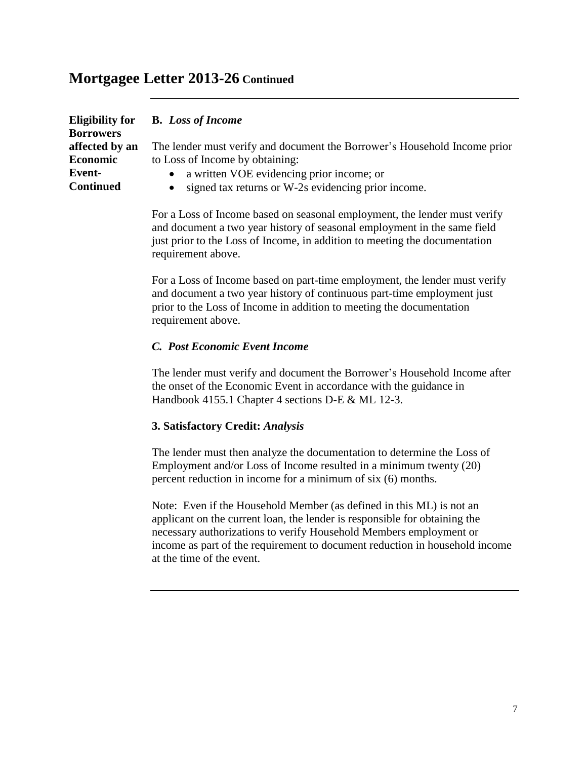**Eligibility for Borrowers affected by an Economic Event- Continued**

**B.** ***Loss of Income***

The lender must verify and document the Borrower's Household Income prior to Loss of Income by obtaining:

- a written VOE evidencing prior income; or
- signed tax returns or W-2s evidencing prior income.

For a Loss of Income based on seasonal employment, the lender must verify and document a two year history of seasonal employment in the same field just prior to the Loss of Income, in addition to meeting the documentation requirement above.

For a Loss of Income based on part-time employment, the lender must verify and document a two year history of continuous part-time employment just prior to the Loss of Income in addition to meeting the documentation requirement above.

***C. Post Economic Event Income***

The lender must verify and document the Borrower's Household Income after the onset of the Economic Event in accordance with the guidance in Handbook 4155.1 Chapter 4 sections D-E & ML 12-3.

**3. Satisfactory Credit:** ***Analysis***

The lender must then analyze the documentation to determine the Loss of Employment and/or Loss of Income resulted in a minimum twenty (20) percent reduction in income for a minimum of six (6) months.

Note: Even if the Household Member (as defined in this ML) is not an applicant on the current loan, the lender is responsible for obtaining the necessary authorizations to verify Household Members employment or income as part of the requirement to document reduction in household income at the time of the event.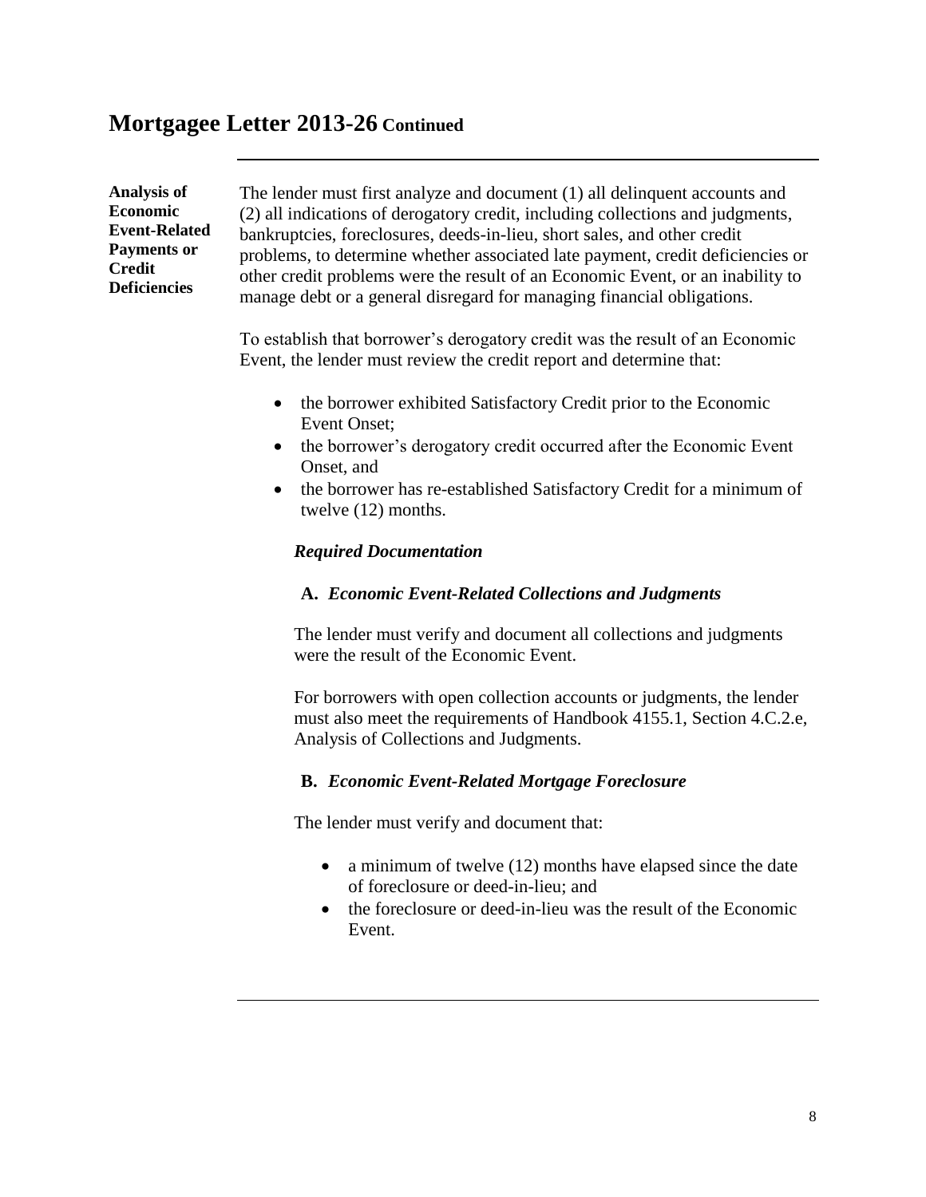## Analysis of Economic Event-Related Payments or Credit Deficiencies

The lender must first analyze and document (1) all delinquent accounts and (2) all indications of derogatory credit, including collections and judgments, bankruptcies, foreclosures, deeds-in-lieu, short sales, and other credit problems, to determine whether associated late payment, credit deficiencies or other credit problems were the result of an Economic Event, or an inability to manage debt or a general disregard for managing financial obligations.

To establish that borrower's derogatory credit was the result of an Economic Event, the lender must review the credit report and determine that:

- the borrower exhibited Satisfactory Credit prior to the Economic Event Onset;
- the borrower's derogatory credit occurred after the Economic Event Onset, and
- the borrower has re-established Satisfactory Credit for a minimum of twelve (12) months.

***Required Documentation***

**A.** ***Economic Event-Related Collections and Judgments***

The lender must verify and document all collections and judgments were the result of the Economic Event.

For borrowers with open collection accounts or judgments, the lender must also meet the requirements of Handbook 4155.1, Section 4.C.2.e, Analysis of Collections and Judgments.

**B.** ***Economic Event-Related Mortgage Foreclosure***

The lender must verify and document that:

- a minimum of twelve (12) months have elapsed since the date of foreclosure or deed-in-lieu; and
- the foreclosure or deed-in-lieu was the result of the Economic Event.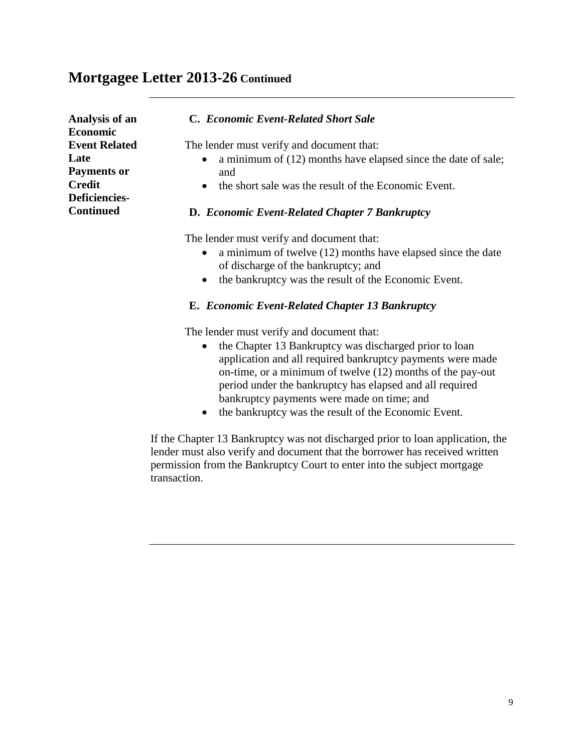## Mortgagee Letter 2013-26 Continued

**Analysis of an Economic Event Related Late Payments or Credit Deficiencies-Continued**

**C.** ***Economic Event-Related Short Sale***

The lender must verify and document that:

- a minimum of (12) months have elapsed since the date of sale; and
- the short sale was the result of the Economic Event.

**D.** ***Economic Event-Related Chapter 7 Bankruptcy***

The lender must verify and document that:

- a minimum of twelve (12) months have elapsed since the date of discharge of the bankruptcy; and
- the bankruptcy was the result of the Economic Event.

**E.** ***Economic Event-Related Chapter 13 Bankruptcy***

The lender must verify and document that:

- the Chapter 13 Bankruptcy was discharged prior to loan application and all required bankruptcy payments were made on-time, or a minimum of twelve (12) months of the pay-out period under the bankruptcy has elapsed and all required bankruptcy payments were made on time; and
- the bankruptcy was the result of the Economic Event.

If the Chapter 13 Bankruptcy was not discharged prior to loan application, the lender must also verify and document that the borrower has received written permission from the Bankruptcy Court to enter into the subject mortgage transaction.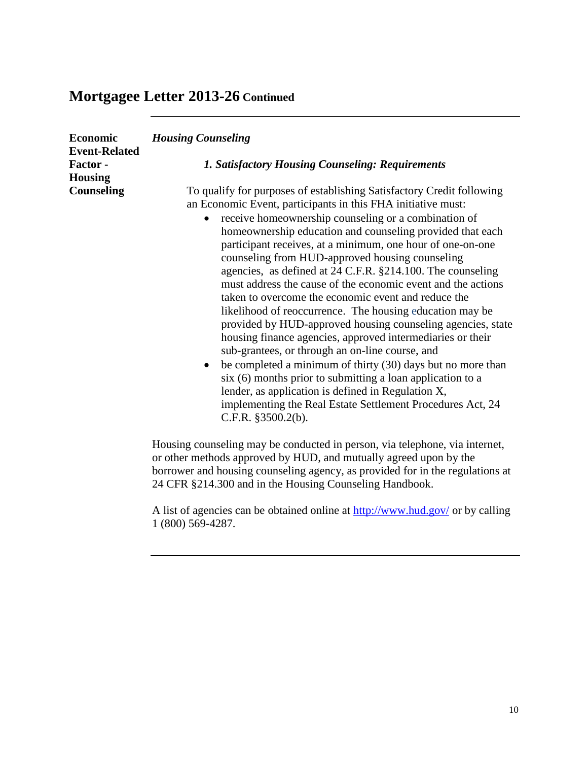## Mortgagee Letter 2013-26 Continued

**Economic Event-Related Factor - Housing Counseling**

***Housing Counseling***

***1. Satisfactory Housing Counseling: Requirements***

To qualify for purposes of establishing Satisfactory Credit following an Economic Event, participants in this FHA initiative must:

- receive homeownership counseling or a combination of homeownership education and counseling provided that each participant receives, at a minimum, one hour of one-on-one counseling from HUD-approved housing counseling agencies, as defined at 24 C.F.R. §214.100. The counseling must address the cause of the economic event and the actions taken to overcome the economic event and reduce the likelihood of reoccurrence. The housing education may be provided by HUD-approved housing counseling agencies, state housing finance agencies, approved intermediaries or their sub-grantees, or through an on-line course, and
- be completed a minimum of thirty (30) days but no more than six (6) months prior to submitting a loan application to a lender, as application is defined in Regulation X, implementing the Real Estate Settlement Procedures Act, 24 C.F.R. §3500.2(b).

Housing counseling may be conducted in person, via telephone, via internet, or other methods approved by HUD, and mutually agreed upon by the borrower and housing counseling agency, as provided for in the regulations at 24 CFR §214.300 and in the Housing Counseling Handbook.

A list of agencies can be obtained online at http://www.hud.gov/ or by calling 1 (800) 569-4287.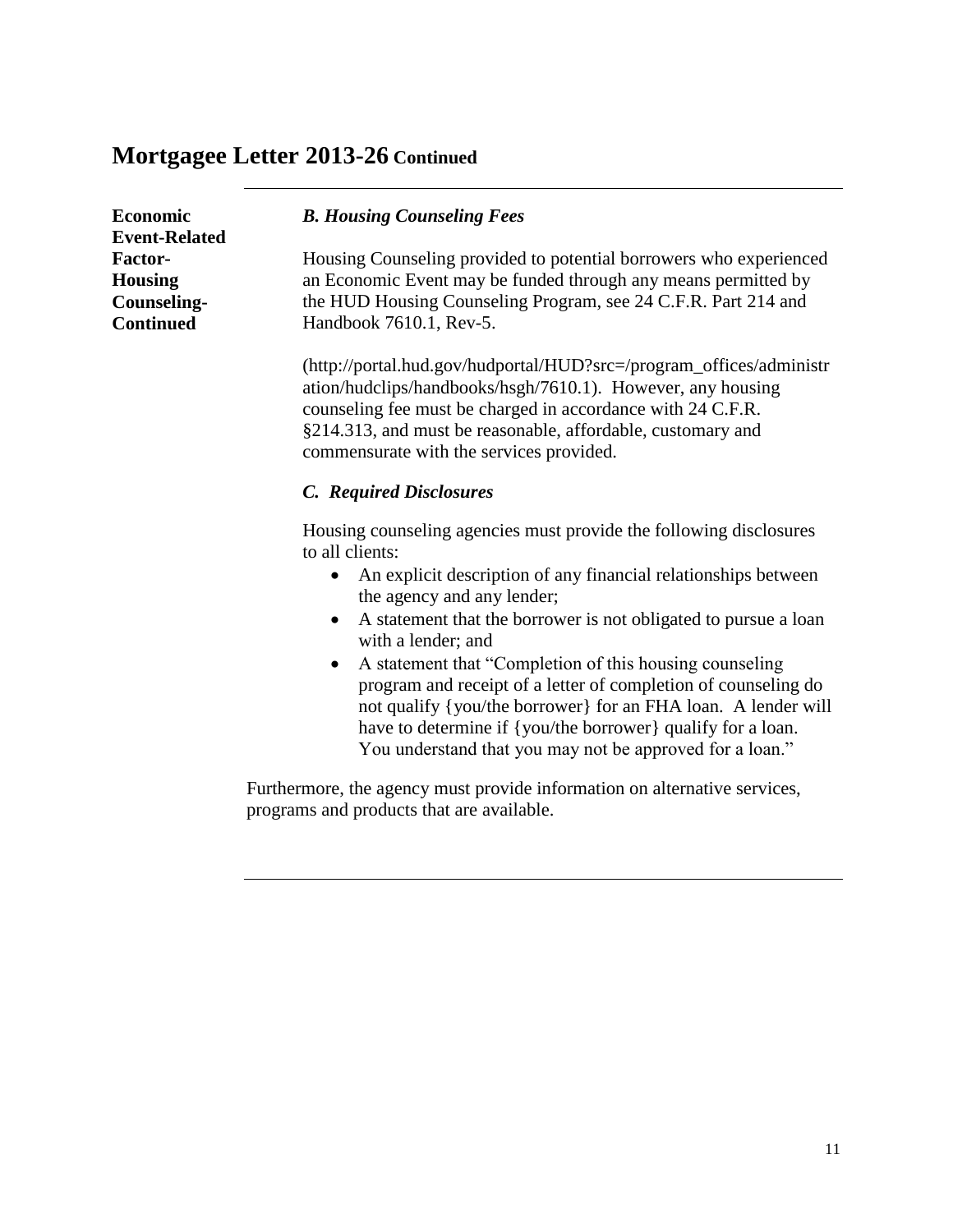## Mortgagee Letter 2013-26 Continued

**Economic Event-Related Factor-Housing Counseling-Continued**

***B. Housing Counseling Fees***

Housing Counseling provided to potential borrowers who experienced an Economic Event may be funded through any means permitted by the HUD Housing Counseling Program, see 24 C.F.R. Part 214 and Handbook 7610.1, Rev-5.

(http://portal.hud.gov/hudportal/HUD?src=/program_offices/administration/hudclips/handbooks/hsgh/7610.1). However, any housing counseling fee must be charged in accordance with 24 C.F.R. §214.313, and must be reasonable, affordable, customary and commensurate with the services provided.

***C. Required Disclosures***

Housing counseling agencies must provide the following disclosures to all clients:

- An explicit description of any financial relationships between the agency and any lender;
- A statement that the borrower is not obligated to pursue a loan with a lender; and
- A statement that "Completion of this housing counseling program and receipt of a letter of completion of counseling do not qualify {you/the borrower} for an FHA loan. A lender will have to determine if {you/the borrower} qualify for a loan. You understand that you may not be approved for a loan."

Furthermore, the agency must provide information on alternative services, programs and products that are available.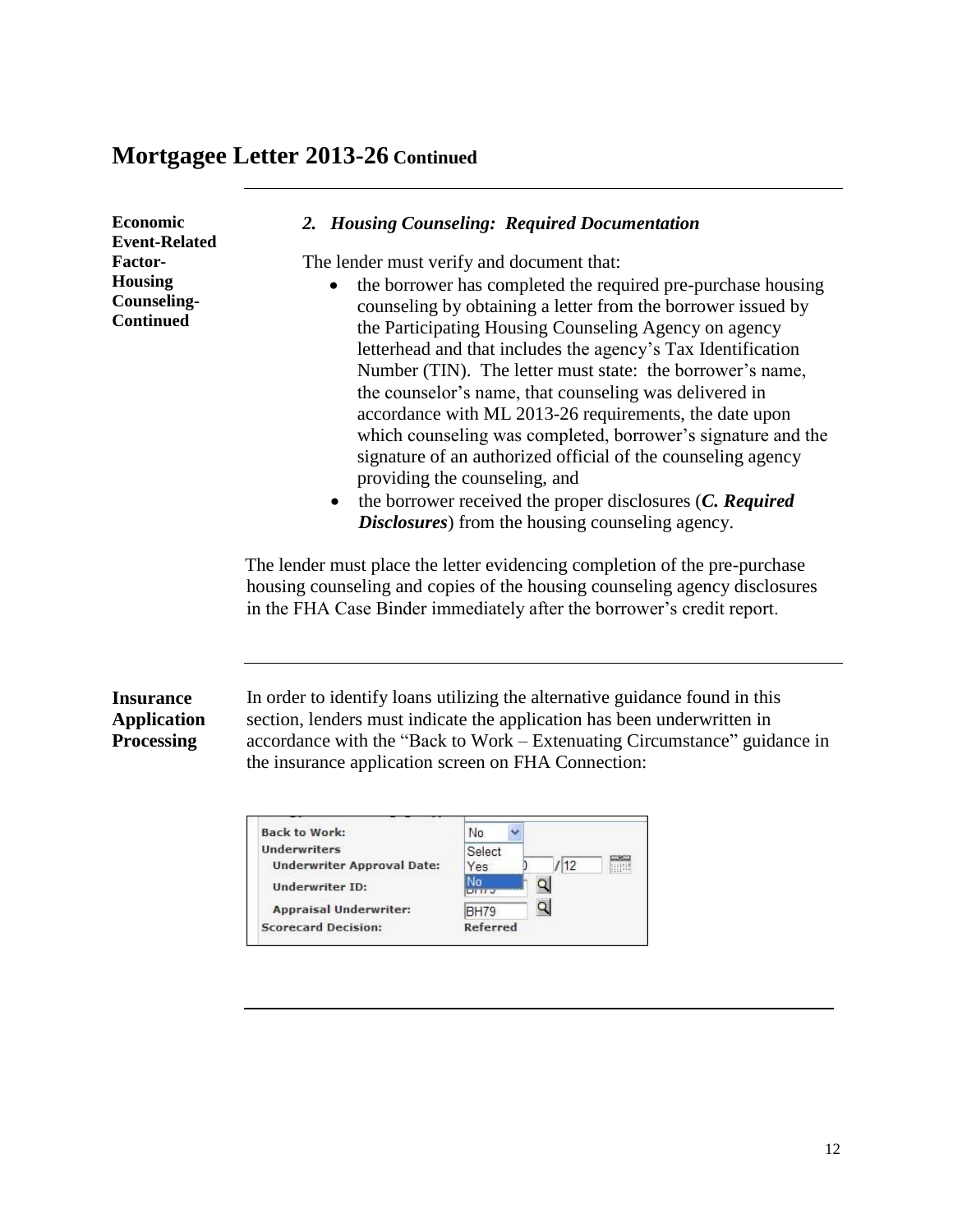# Mortgagee Letter 2013-26 Continued

**Economic Event-Related Factor-Housing Counseling-Continued**

***2. Housing Counseling: Required Documentation***

The lender must verify and document that:

- the borrower has completed the required pre-purchase housing counseling by obtaining a letter from the borrower issued by the Participating Housing Counseling Agency on agency letterhead and that includes the agency's Tax Identification Number (TIN). The letter must state: the borrower's name, the counselor's name, that counseling was delivered in accordance with ML 2013-26 requirements, the date upon which counseling was completed, borrower's signature and the signature of an authorized official of the counseling agency providing the counseling, and
- the borrower received the proper disclosures (***C. Required Disclosures***) from the housing counseling agency.

The lender must place the letter evidencing completion of the pre-purchase housing counseling and copies of the housing counseling agency disclosures in the FHA Case Binder immediately after the borrower's credit report.

---

**Insurance Application Processing**

In order to identify loans utilizing the alternative guidance found in this section, lenders must indicate the application has been underwritten in accordance with the "Back to Work – Extenuating Circumstance" guidance in the insurance application screen on FHA Connection:

| | |
|---|---|
| **Back to Work:** | No (Select / Yes / No) |
| **Underwriters** | |
| **Underwriter Approval Date:** | / 12 |
| **Underwriter ID:** | BH79 |
| **Appraisal Underwriter:** | BH79 |
| **Scorecard Decision:** | Referred |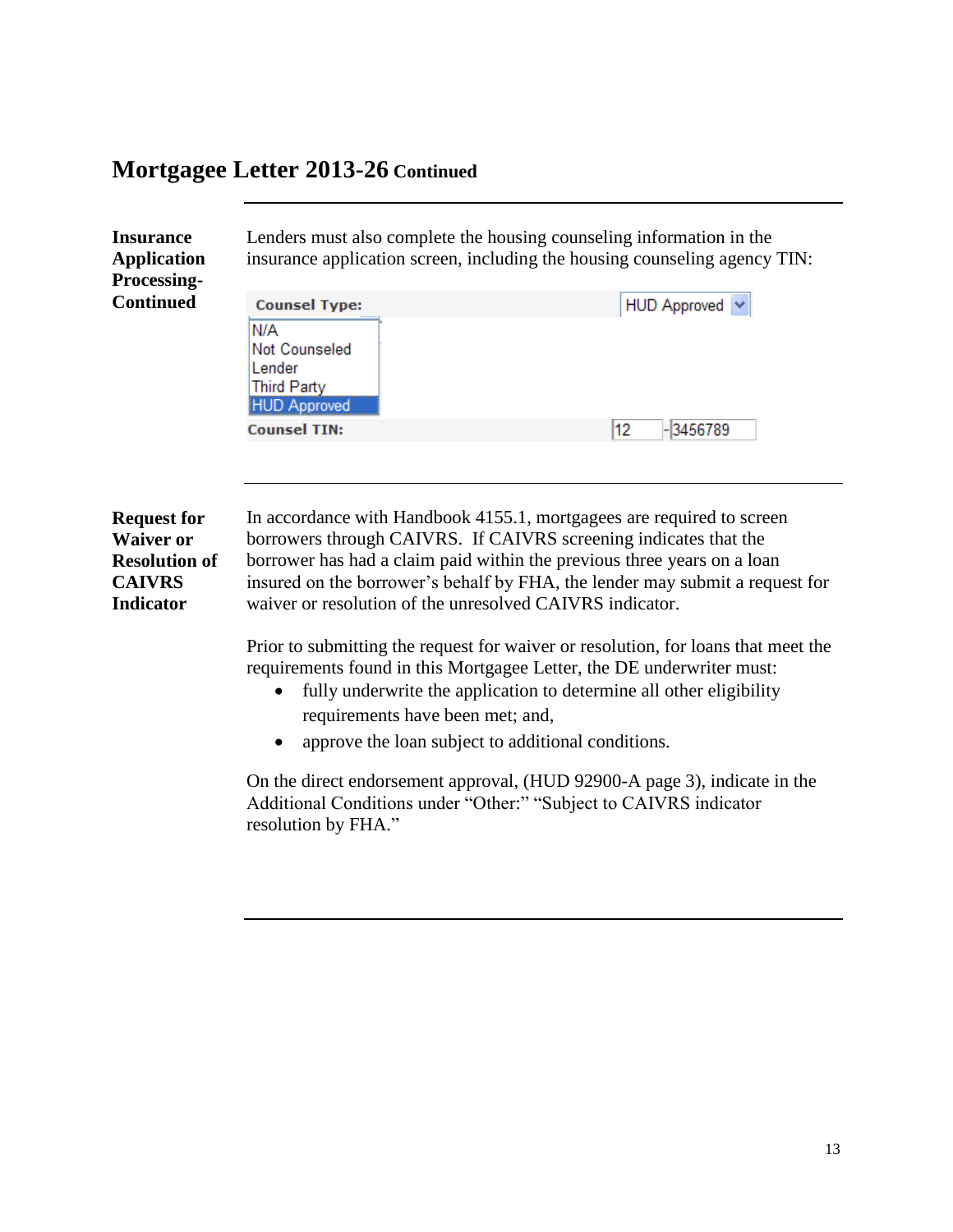## Mortgagee Letter 2013-26 Continued

**Insurance Application Processing-Continued**

Lenders must also complete the housing counseling information in the insurance application screen, including the housing counseling agency TIN:

| Counsel Type: | HUD Approved |
|---|---|
| N/A<br>Not Counseled<br>Lender<br>Third Party<br>HUD Approved | |
| Counsel TIN: | 12 - 3456789 |

**Request for Waiver or Resolution of CAIVRS Indicator**

In accordance with Handbook 4155.1, mortgagees are required to screen borrowers through CAIVRS. If CAIVRS screening indicates that the borrower has had a claim paid within the previous three years on a loan insured on the borrower's behalf by FHA, the lender may submit a request for waiver or resolution of the unresolved CAIVRS indicator.

Prior to submitting the request for waiver or resolution, for loans that meet the requirements found in this Mortgagee Letter, the DE underwriter must:

- fully underwrite the application to determine all other eligibility requirements have been met; and,
- approve the loan subject to additional conditions.

On the direct endorsement approval, (HUD 92900-A page 3), indicate in the Additional Conditions under "Other:" "Subject to CAIVRS indicator resolution by FHA."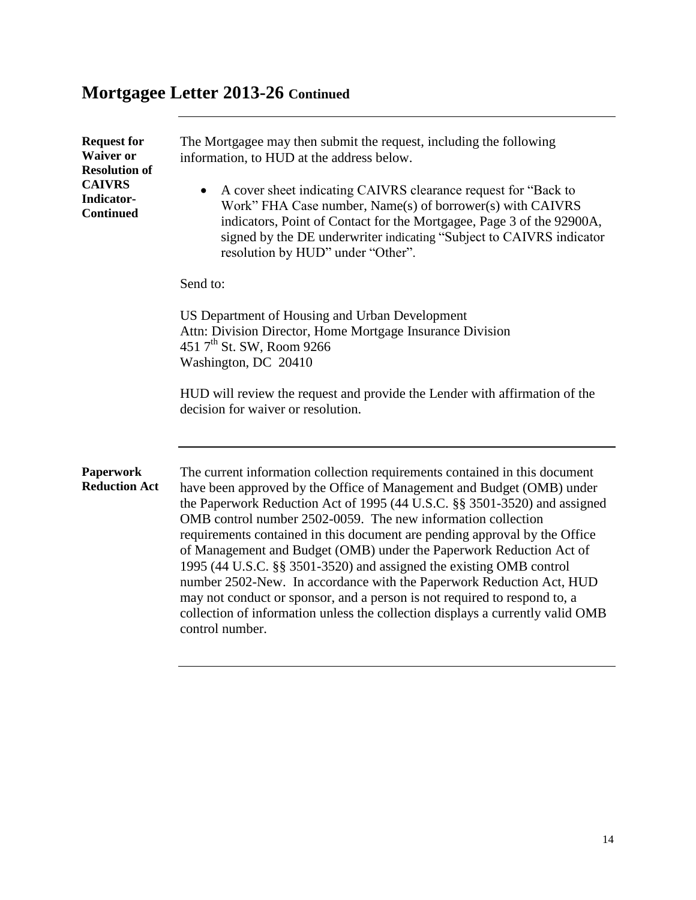# Mortgagee Letter 2013-26 Continued

**Request for Waiver or Resolution of CAIVRS Indicator-Continued**

The Mortgagee may then submit the request, including the following information, to HUD at the address below.

- A cover sheet indicating CAIVRS clearance request for "Back to Work" FHA Case number, Name(s) of borrower(s) with CAIVRS indicators, Point of Contact for the Mortgagee, Page 3 of the 92900A, signed by the DE underwriter indicating "Subject to CAIVRS indicator resolution by HUD" under "Other".

Send to:

US Department of Housing and Urban Development
Attn: Division Director, Home Mortgage Insurance Division
451 7th St. SW, Room 9266
Washington, DC 20410

HUD will review the request and provide the Lender with affirmation of the decision for waiver or resolution.

**Paperwork Reduction Act**

The current information collection requirements contained in this document have been approved by the Office of Management and Budget (OMB) under the Paperwork Reduction Act of 1995 (44 U.S.C. §§ 3501-3520) and assigned OMB control number 2502-0059. The new information collection requirements contained in this document are pending approval by the Office of Management and Budget (OMB) under the Paperwork Reduction Act of 1995 (44 U.S.C. §§ 3501-3520) and assigned the existing OMB control number 2502-New. In accordance with the Paperwork Reduction Act, HUD may not conduct or sponsor, and a person is not required to respond to, a collection of information unless the collection displays a currently valid OMB control number.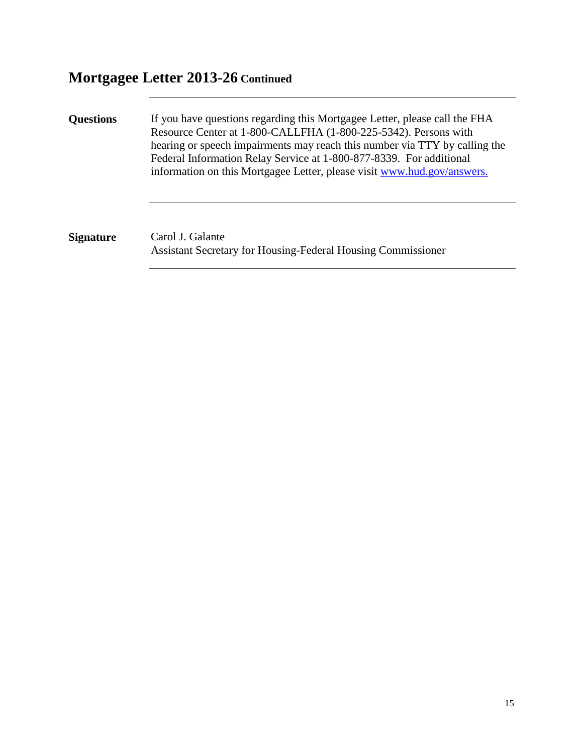# Mortgagee Letter 2013-26 Continued

**Questions**

If you have questions regarding this Mortgagee Letter, please call the FHA Resource Center at 1-800-CALLFHA (1-800-225-5342). Persons with hearing or speech impairments may reach this number via TTY by calling the Federal Information Relay Service at 1-800-877-8339. For additional information on this Mortgagee Letter, please visit www.hud.gov/answers.

**Signature**

Carol J. Galante
Assistant Secretary for Housing-Federal Housing Commissioner